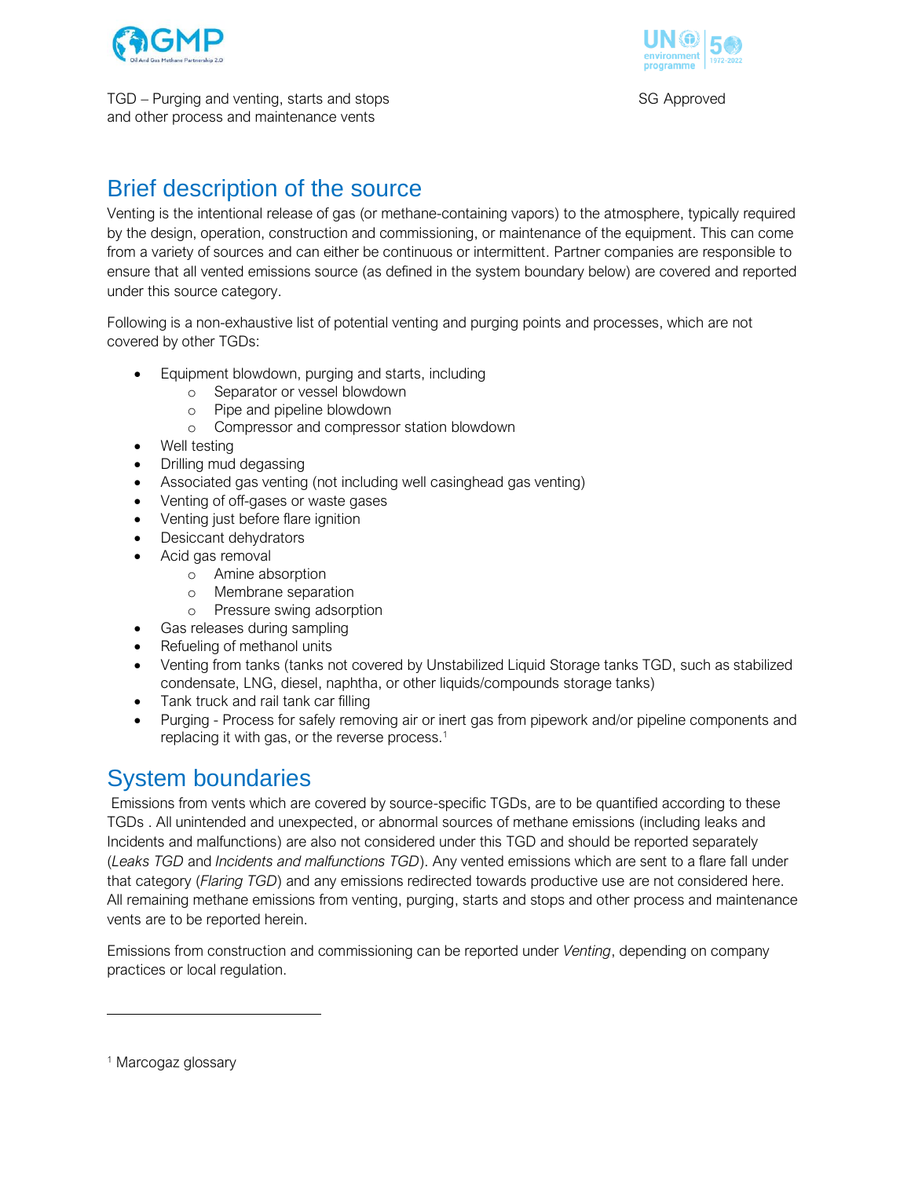TGD – Purging and venting, starts and stops and other process and maintenance vents

SG Approved

# Brief description of the source

Venting is the intentional release of gas (or methane-containing vapors) to the atmosphere, typically required by the design, operation, construction and commissioning, or maintenance of the equipment. This can come from a variety of sources and can either be continuous or intermittent. Partner companies are responsible to ensure that all vented emissions source (as defined in the system boundary below) are covered and reported under this source category.

Following is a non-exhaustive list of potential venting and purging points and processes, which are not covered by other TGDs:

- Equipment blowdown, purging and starts, including
  - Separator or vessel blowdown
  - Pipe and pipeline blowdown
  - Compressor and compressor station blowdown
- Well testing
- Drilling mud degassing
- Associated gas venting (not including well casinghead gas venting)
- Venting of off-gases or waste gases
- Venting just before flare ignition
- Desiccant dehydrators
- Acid gas removal
  - Amine absorption
  - Membrane separation
  - Pressure swing adsorption
- Gas releases during sampling
- Refueling of methanol units
- Venting from tanks (tanks not covered by Unstabilized Liquid Storage tanks TGD, such as stabilized condensate, LNG, diesel, naphtha, or other liquids/compounds storage tanks)
- Tank truck and rail tank car filling
- Purging - Process for safely removing air or inert gas from pipework and/or pipeline components and replacing it with gas, or the reverse process.[1]

# System boundaries

Emissions from vents which are covered by source-specific TGDs, are to be quantified according to these TGDs . All unintended and unexpected, or abnormal sources of methane emissions (including leaks and Incidents and malfunctions) are also not considered under this TGD and should be reported separately (*Leaks TGD* and *Incidents and malfunctions TGD*). Any vented emissions which are sent to a flare fall under that category (*Flaring TGD*) and any emissions redirected towards productive use are not considered here. All remaining methane emissions from venting, purging, starts and stops and other process and maintenance vents are to be reported herein.

Emissions from construction and commissioning can be reported under *Venting*, depending on company practices or local regulation.

---

[1] Marcogaz glossary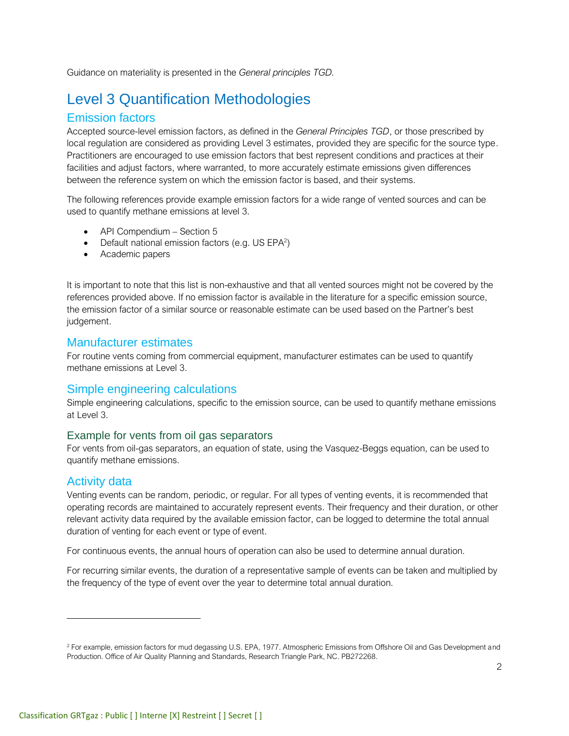Guidance on materiality is presented in the *General principles TGD.*

# Level 3 Quantification Methodologies

## Emission factors

Accepted source-level emission factors, as defined in the *General Principles TGD*, or those prescribed by local regulation are considered as providing Level 3 estimates, provided they are specific for the source type. Practitioners are encouraged to use emission factors that best represent conditions and practices at their facilities and adjust factors, where warranted, to more accurately estimate emissions given differences between the reference system on which the emission factor is based, and their systems.

The following references provide example emission factors for a wide range of vented sources and can be used to quantify methane emissions at level 3.

- API Compendium – Section 5
- Default national emission factors (e.g. US EPA[2])
- Academic papers

It is important to note that this list is non-exhaustive and that all vented sources might not be covered by the references provided above. If no emission factor is available in the literature for a specific emission source, the emission factor of a similar source or reasonable estimate can be used based on the Partner's best judgement.

## Manufacturer estimates

For routine vents coming from commercial equipment, manufacturer estimates can be used to quantify methane emissions at Level 3.

## Simple engineering calculations

Simple engineering calculations, specific to the emission source, can be used to quantify methane emissions at Level 3.

### Example for vents from oil gas separators

For vents from oil-gas separators, an equation of state, using the Vasquez-Beggs equation, can be used to quantify methane emissions.

## Activity data

Venting events can be random, periodic, or regular. For all types of venting events, it is recommended that operating records are maintained to accurately represent events. Their frequency and their duration, or other relevant activity data required by the available emission factor, can be logged to determine the total annual duration of venting for each event or type of event.

For continuous events, the annual hours of operation can also be used to determine annual duration.

For recurring similar events, the duration of a representative sample of events can be taken and multiplied by the frequency of the type of event over the year to determine total annual duration.

---

[2] For example, emission factors for mud degassing U.S. EPA, 1977. Atmospheric Emissions from Offshore Oil and Gas Development and Production. Office of Air Quality Planning and Standards, Research Triangle Park, NC. PB272268.

Classification GRTgaz : Public [ ] Interne [X] Restreint [ ] Secret [ ]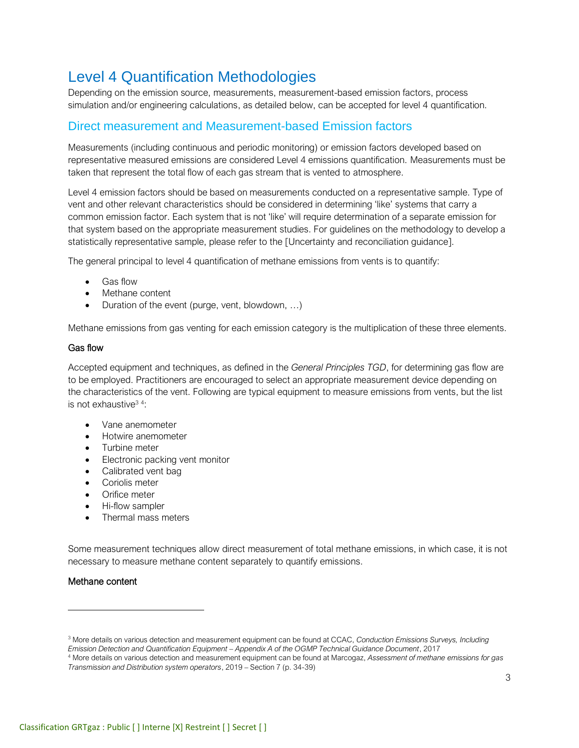# Level 4 Quantification Methodologies

Depending on the emission source, measurements, measurement-based emission factors, process simulation and/or engineering calculations, as detailed below, can be accepted for level 4 quantification.

## Direct measurement and Measurement-based Emission factors

Measurements (including continuous and periodic monitoring) or emission factors developed based on representative measured emissions are considered Level 4 emissions quantification. Measurements must be taken that represent the total flow of each gas stream that is vented to atmosphere.

Level 4 emission factors should be based on measurements conducted on a representative sample. Type of vent and other relevant characteristics should be considered in determining 'like' systems that carry a common emission factor. Each system that is not 'like' will require determination of a separate emission for that system based on the appropriate measurement studies. For guidelines on the methodology to develop a statistically representative sample, please refer to the [Uncertainty and reconciliation guidance].

The general principal to level 4 quantification of methane emissions from vents is to quantify:

- Gas flow
- Methane content
- Duration of the event (purge, vent, blowdown, …)

Methane emissions from gas venting for each emission category is the multiplication of these three elements.

### Gas flow

Accepted equipment and techniques, as defined in the *General Principles TGD*, for determining gas flow are to be employed. Practitioners are encouraged to select an appropriate measurement device depending on the characteristics of the vent. Following are typical equipment to measure emissions from vents, but the list is not exhaustive[3] [4]:

- Vane anemometer
- Hotwire anemometer
- Turbine meter
- Electronic packing vent monitor
- Calibrated vent bag
- Coriolis meter
- Orifice meter
- Hi-flow sampler
- Thermal mass meters

Some measurement techniques allow direct measurement of total methane emissions, in which case, it is not necessary to measure methane content separately to quantify emissions.

### Methane content

[3] More details on various detection and measurement equipment can be found at CCAC, *Conduction Emissions Surveys, Including Emission Detection and Quantification Equipment – Appendix A of the OGMP Technical Guidance Document*, 2017

[4] More details on various detection and measurement equipment can be found at Marcogaz, *Assessment of methane emissions for gas Transmission and Distribution system operators*, 2019 – Section 7 (p. 34-39)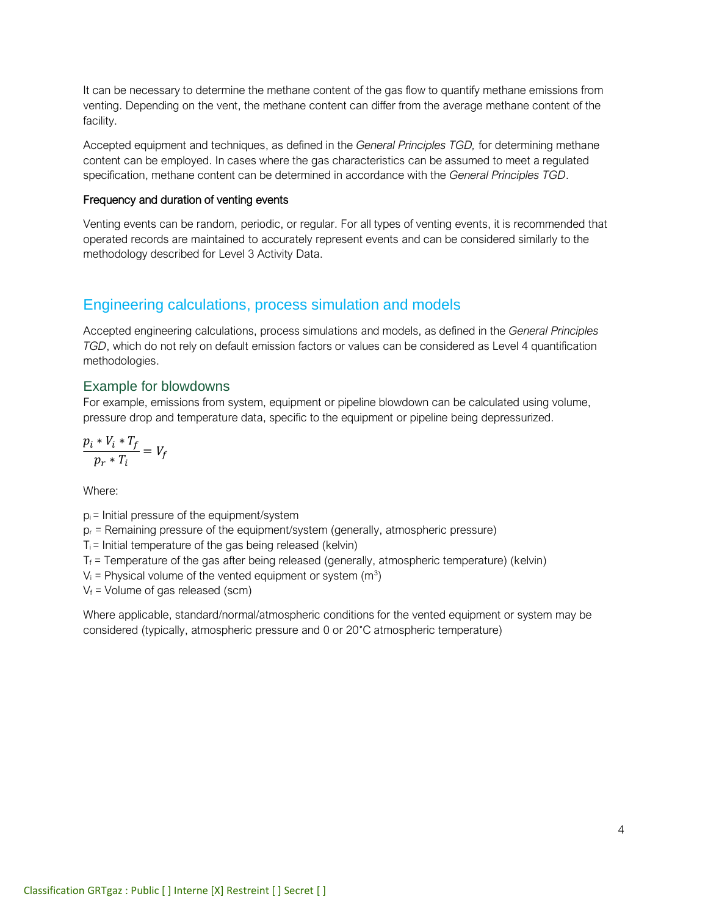It can be necessary to determine the methane content of the gas flow to quantify methane emissions from venting. Depending on the vent, the methane content can differ from the average methane content of the facility.

Accepted equipment and techniques, as defined in the *General Principles TGD,* for determining methane content can be employed. In cases where the gas characteristics can be assumed to meet a regulated specification, methane content can be determined in accordance with the *General Principles TGD*.

#### Frequency and duration of venting events

Venting events can be random, periodic, or regular. For all types of venting events, it is recommended that operated records are maintained to accurately represent events and can be considered similarly to the methodology described for Level 3 Activity Data.

## Engineering calculations, process simulation and models

Accepted engineering calculations, process simulations and models, as defined in the *General Principles TGD*, which do not rely on default emission factors or values can be considered as Level 4 quantification methodologies.

### Example for blowdowns

For example, emissions from system, equipment or pipeline blowdown can be calculated using volume, pressure drop and temperature data, specific to the equipment or pipeline being depressurized.

$$\frac{p_i * V_i * T_f}{p_r * T_i} = V_f$$

Where:

$p_i$ = Initial pressure of the equipment/system
$p_r$ = Remaining pressure of the equipment/system (generally, atmospheric pressure)
$T_i$ = Initial temperature of the gas being released (kelvin)
$T_f$ = Temperature of the gas after being released (generally, atmospheric temperature) (kelvin)
$V_i$ = Physical volume of the vented equipment or system ($m^3$)
$V_f$ = Volume of gas released (scm)

Where applicable, standard/normal/atmospheric conditions for the vented equipment or system may be considered (typically, atmospheric pressure and 0 or 20˚C atmospheric temperature)

Classification GRTgaz : Public [ ] Interne [X] Restreint [ ] Secret [ ]